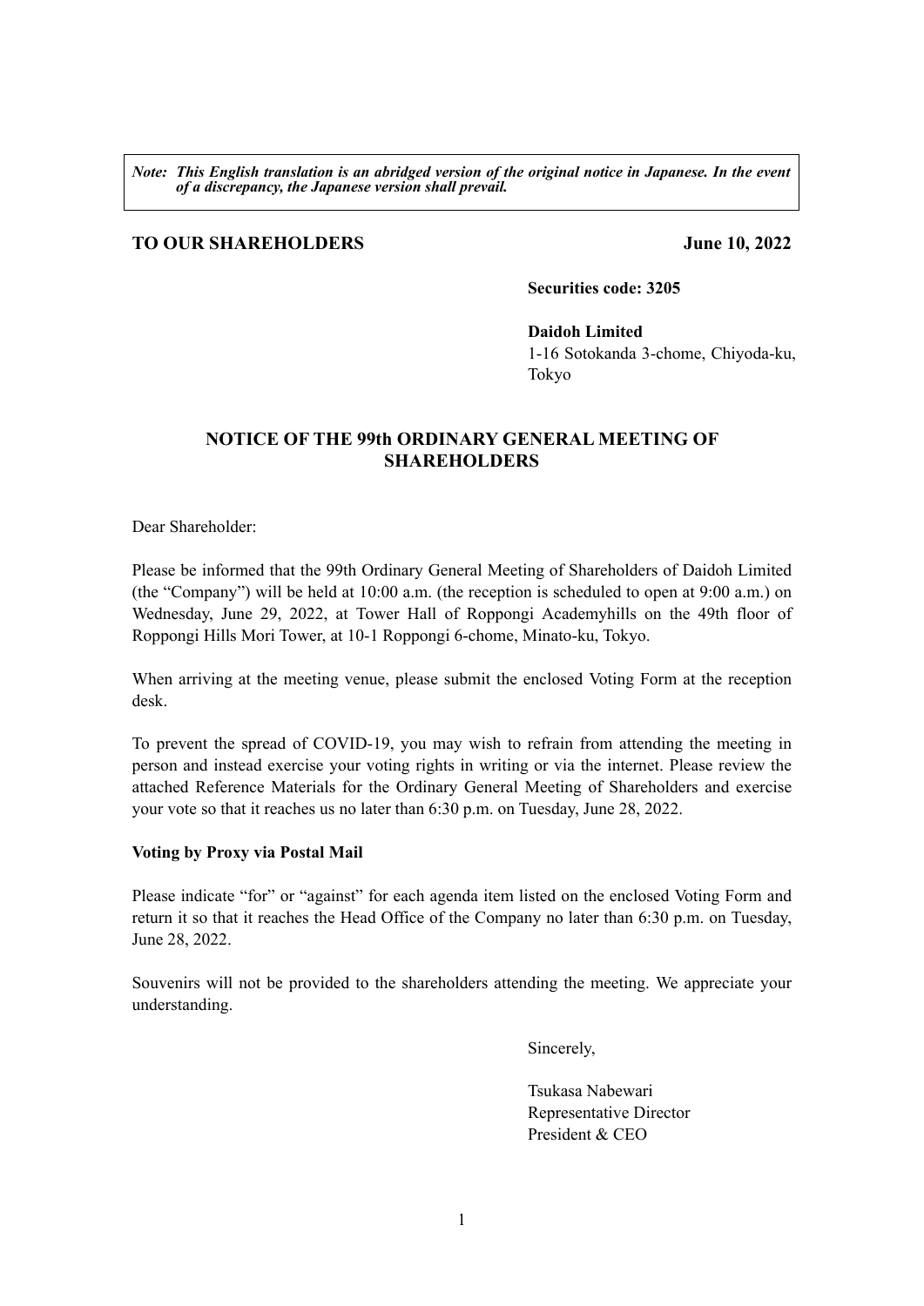*Note: This English translation is an abridged version of the original notice in Japanese. In the event of a discrepancy, the Japanese version shall prevail.*

**TO OUR SHAREHOLDERS** **June 10, 2022**

**Securities code: 3205**

**Daidoh Limited**
1-16 Sotokanda 3-chome, Chiyoda-ku, Tokyo

# NOTICE OF THE 99th ORDINARY GENERAL MEETING OF SHAREHOLDERS

Dear Shareholder:

Please be informed that the 99th Ordinary General Meeting of Shareholders of Daidoh Limited (the "Company") will be held at 10:00 a.m. (the reception is scheduled to open at 9:00 a.m.) on Wednesday, June 29, 2022, at Tower Hall of Roppongi Academyhills on the 49th floor of Roppongi Hills Mori Tower, at 10-1 Roppongi 6-chome, Minato-ku, Tokyo.

When arriving at the meeting venue, please submit the enclosed Voting Form at the reception desk.

To prevent the spread of COVID-19, you may wish to refrain from attending the meeting in person and instead exercise your voting rights in writing or via the internet. Please review the attached Reference Materials for the Ordinary General Meeting of Shareholders and exercise your vote so that it reaches us no later than 6:30 p.m. on Tuesday, June 28, 2022.

**Voting by Proxy via Postal Mail**

Please indicate "for" or "against" for each agenda item listed on the enclosed Voting Form and return it so that it reaches the Head Office of the Company no later than 6:30 p.m. on Tuesday, June 28, 2022.

Souvenirs will not be provided to the shareholders attending the meeting. We appreciate your understanding.

Sincerely,

Tsukasa Nabewari
Representative Director
President & CEO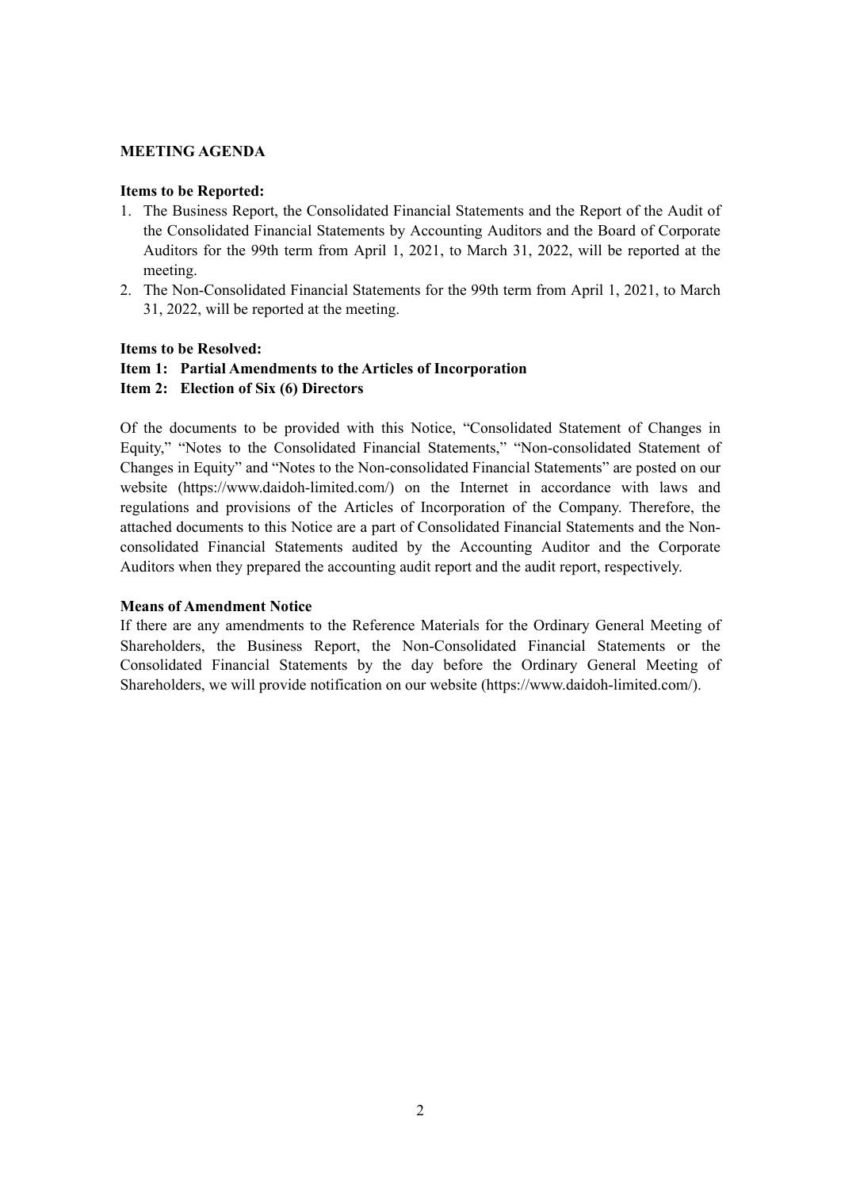## MEETING AGENDA

**Items to be Reported:**

1. The Business Report, the Consolidated Financial Statements and the Report of the Audit of the Consolidated Financial Statements by Accounting Auditors and the Board of Corporate Auditors for the 99th term from April 1, 2021, to March 31, 2022, will be reported at the meeting.
2. The Non-Consolidated Financial Statements for the 99th term from April 1, 2021, to March 31, 2022, will be reported at the meeting.

**Items to be Resolved:**

**Item 1: Partial Amendments to the Articles of Incorporation**

**Item 2: Election of Six (6) Directors**

Of the documents to be provided with this Notice, "Consolidated Statement of Changes in Equity," "Notes to the Consolidated Financial Statements," "Non-consolidated Statement of Changes in Equity" and "Notes to the Non-consolidated Financial Statements" are posted on our website (https://www.daidoh-limited.com/) on the Internet in accordance with laws and regulations and provisions of the Articles of Incorporation of the Company. Therefore, the attached documents to this Notice are a part of Consolidated Financial Statements and the Non-consolidated Financial Statements audited by the Accounting Auditor and the Corporate Auditors when they prepared the accounting audit report and the audit report, respectively.

**Means of Amendment Notice**

If there are any amendments to the Reference Materials for the Ordinary General Meeting of Shareholders, the Business Report, the Non-Consolidated Financial Statements or the Consolidated Financial Statements by the day before the Ordinary General Meeting of Shareholders, we will provide notification on our website (https://www.daidoh-limited.com/).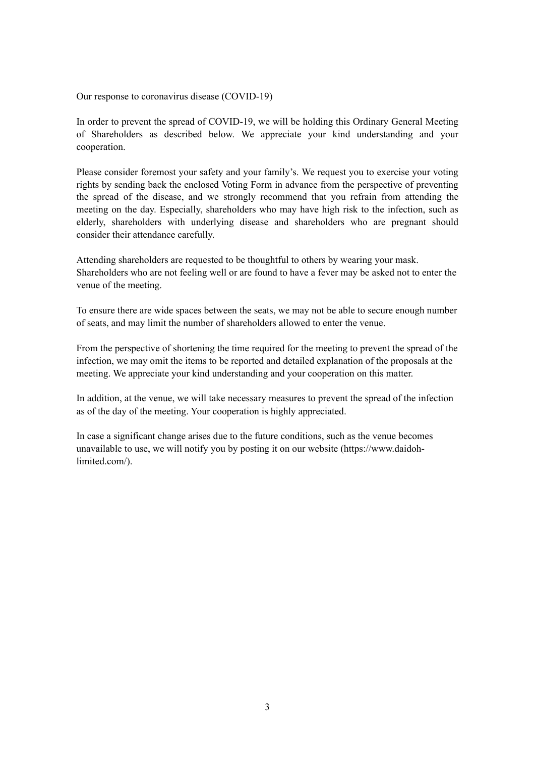## Our response to coronavirus disease (COVID-19)

In order to prevent the spread of COVID-19, we will be holding this Ordinary General Meeting of Shareholders as described below. We appreciate your kind understanding and your cooperation.

Please consider foremost your safety and your family's. We request you to exercise your voting rights by sending back the enclosed Voting Form in advance from the perspective of preventing the spread of the disease, and we strongly recommend that you refrain from attending the meeting on the day. Especially, shareholders who may have high risk to the infection, such as elderly, shareholders with underlying disease and shareholders who are pregnant should consider their attendance carefully.

Attending shareholders are requested to be thoughtful to others by wearing your mask.
Shareholders who are not feeling well or are found to have a fever may be asked not to enter the venue of the meeting.

To ensure there are wide spaces between the seats, we may not be able to secure enough number of seats, and may limit the number of shareholders allowed to enter the venue.

From the perspective of shortening the time required for the meeting to prevent the spread of the infection, we may omit the items to be reported and detailed explanation of the proposals at the meeting. We appreciate your kind understanding and your cooperation on this matter.

In addition, at the venue, we will take necessary measures to prevent the spread of the infection as of the day of the meeting. Your cooperation is highly appreciated.

In case a significant change arises due to the future conditions, such as the venue becomes unavailable to use, we will notify you by posting it on our website (https://www.daidoh-limited.com/).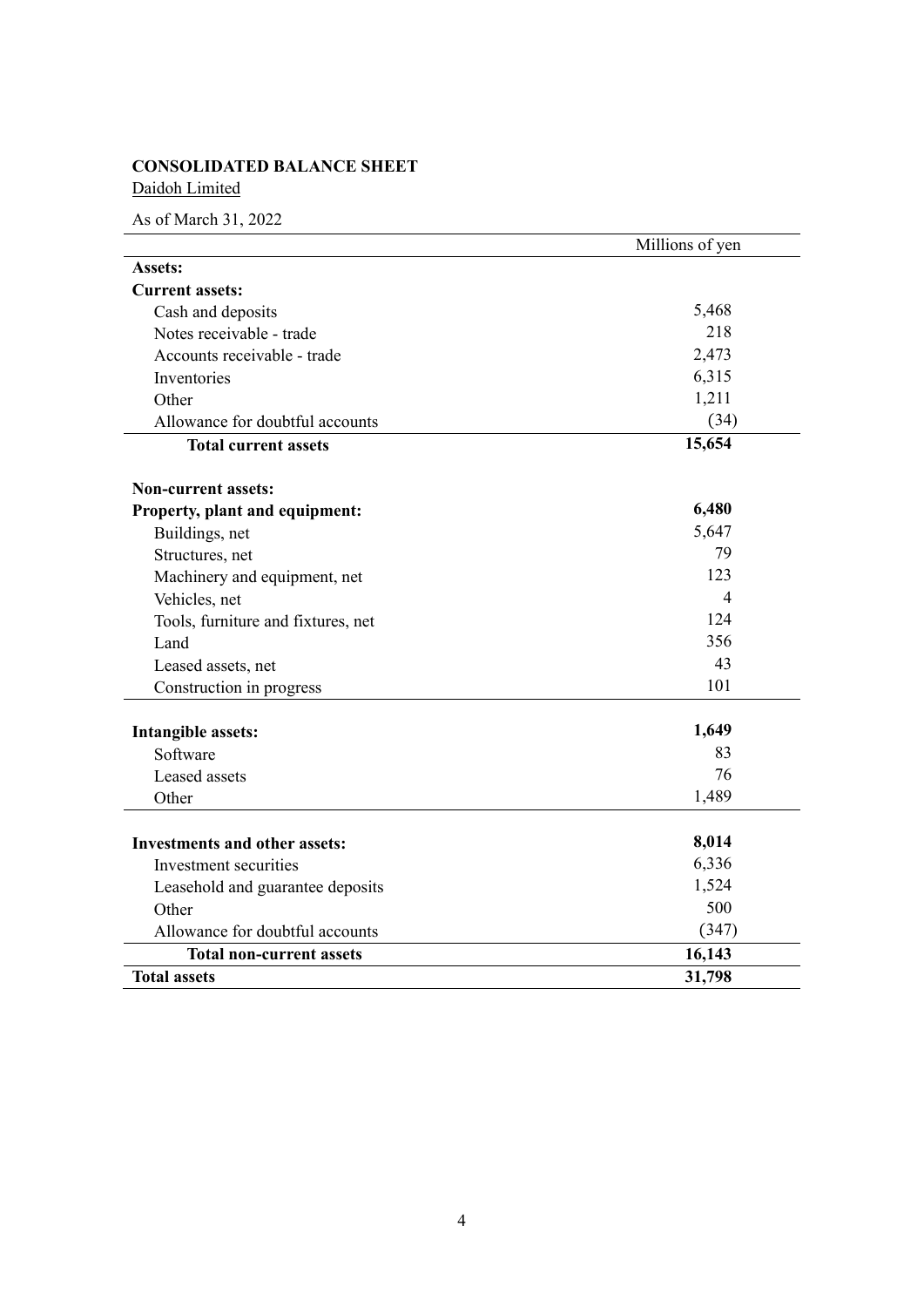**CONSOLIDATED BALANCE SHEET**

Daidoh Limited

As of March 31, 2022

| | Millions of yen |
|---|---|
| **Assets:** | |
| **Current assets:** | |
| Cash and deposits | 5,468 |
| Notes receivable - trade | 218 |
| Accounts receivable - trade | 2,473 |
| Inventories | 6,315 |
| Other | 1,211 |
| Allowance for doubtful accounts | (34) |
| **Total current assets** | **15,654** |
| | |
| **Non-current assets:** | |
| **Property, plant and equipment:** | **6,480** |
| Buildings, net | 5,647 |
| Structures, net | 79 |
| Machinery and equipment, net | 123 |
| Vehicles, net | 4 |
| Tools, furniture and fixtures, net | 124 |
| Land | 356 |
| Leased assets, net | 43 |
| Construction in progress | 101 |
| | |
| **Intangible assets:** | **1,649** |
| Software | 83 |
| Leased assets | 76 |
| Other | 1,489 |
| | |
| **Investments and other assets:** | **8,014** |
| Investment securities | 6,336 |
| Leasehold and guarantee deposits | 1,524 |
| Other | 500 |
| Allowance for doubtful accounts | (347) |
| **Total non-current assets** | **16,143** |
| **Total assets** | **31,798** |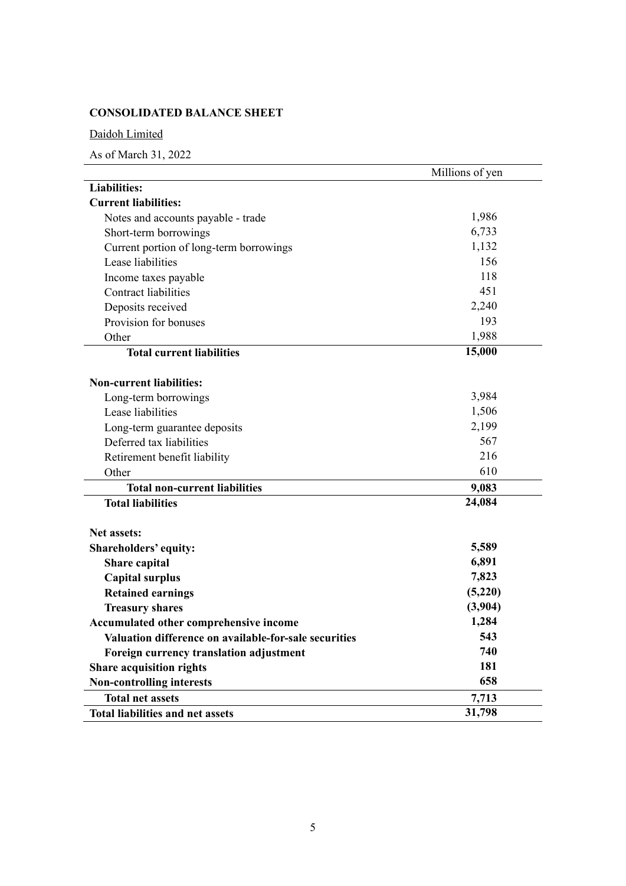**CONSOLIDATED BALANCE SHEET**

Daidoh Limited

As of March 31, 2022

| | Millions of yen |
|---|---|
| **Liabilities:** | |
| **Current liabilities:** | |
| Notes and accounts payable - trade | 1,986 |
| Short-term borrowings | 6,733 |
| Current portion of long-term borrowings | 1,132 |
| Lease liabilities | 156 |
| Income taxes payable | 118 |
| Contract liabilities | 451 |
| Deposits received | 2,240 |
| Provision for bonuses | 193 |
| Other | 1,988 |
| **Total current liabilities** | **15,000** |
| | |
| **Non-current liabilities:** | |
| Long-term borrowings | 3,984 |
| Lease liabilities | 1,506 |
| Long-term guarantee deposits | 2,199 |
| Deferred tax liabilities | 567 |
| Retirement benefit liability | 216 |
| Other | 610 |
| **Total non-current liabilities** | **9,083** |
| **Total liabilities** | **24,084** |
| | |
| **Net assets:** | |
| **Shareholders' equity:** | **5,589** |
| **Share capital** | **6,891** |
| **Capital surplus** | **7,823** |
| **Retained earnings** | **(5,220)** |
| **Treasury shares** | **(3,904)** |
| **Accumulated other comprehensive income** | **1,284** |
| **Valuation difference on available-for-sale securities** | **543** |
| **Foreign currency translation adjustment** | **740** |
| **Share acquisition rights** | **181** |
| **Non-controlling interests** | **658** |
| **Total net assets** | **7,713** |
| **Total liabilities and net assets** | **31,798** |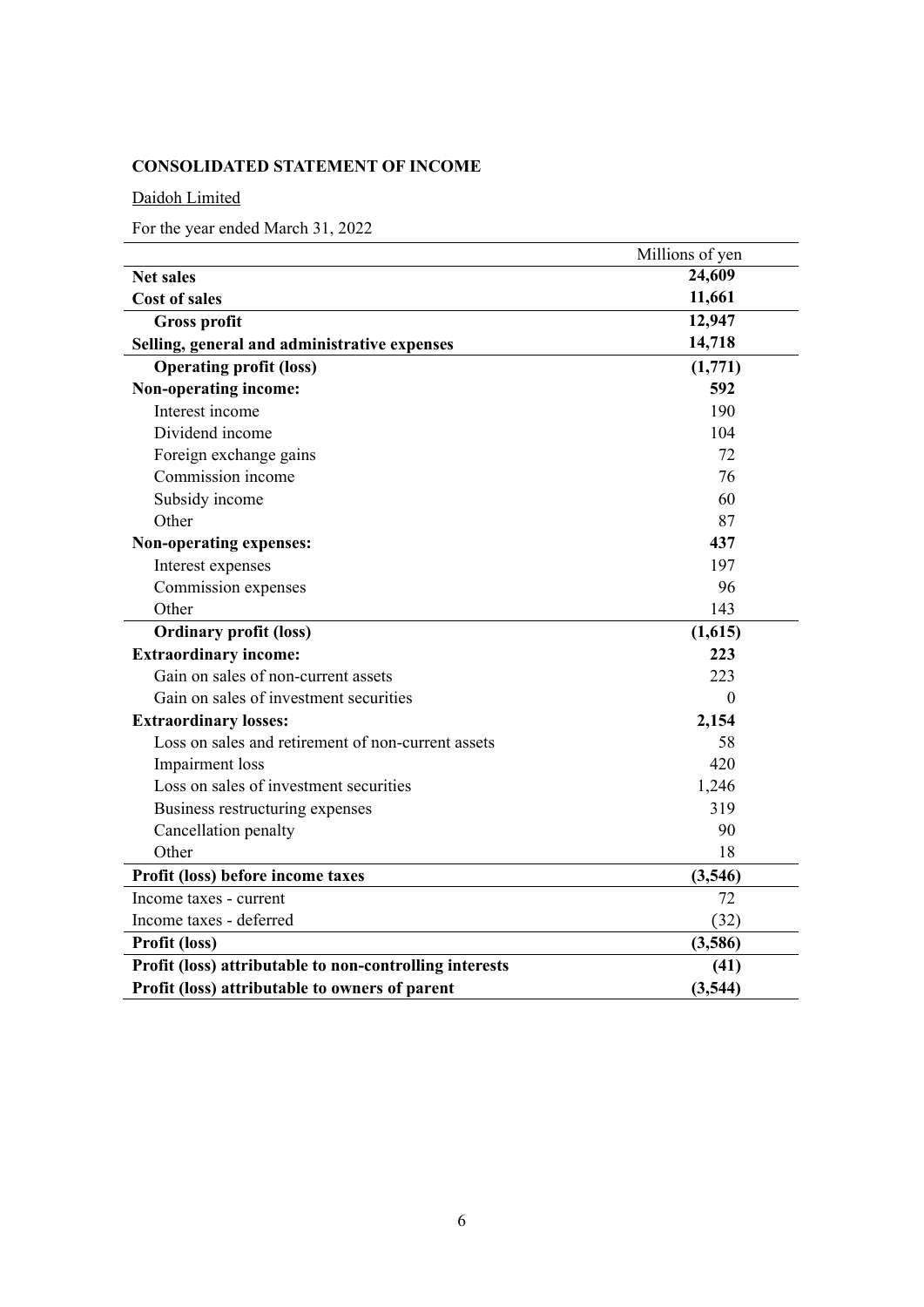## CONSOLIDATED STATEMENT OF INCOME

Daidoh Limited

For the year ended March 31, 2022

| | Millions of yen |
|---|---|
| **Net sales** | **24,609** |
| **Cost of sales** | **11,661** |
| **Gross profit** | **12,947** |
| **Selling, general and administrative expenses** | **14,718** |
| **Operating profit (loss)** | **(1,771)** |
| **Non-operating income:** | **592** |
| Interest income | 190 |
| Dividend income | 104 |
| Foreign exchange gains | 72 |
| Commission income | 76 |
| Subsidy income | 60 |
| Other | 87 |
| **Non-operating expenses:** | **437** |
| Interest expenses | 197 |
| Commission expenses | 96 |
| Other | 143 |
| **Ordinary profit (loss)** | **(1,615)** |
| **Extraordinary income:** | **223** |
| Gain on sales of non-current assets | 223 |
| Gain on sales of investment securities | 0 |
| **Extraordinary losses:** | **2,154** |
| Loss on sales and retirement of non-current assets | 58 |
| Impairment loss | 420 |
| Loss on sales of investment securities | 1,246 |
| Business restructuring expenses | 319 |
| Cancellation penalty | 90 |
| Other | 18 |
| **Profit (loss) before income taxes** | **(3,546)** |
| Income taxes - current | 72 |
| Income taxes - deferred | (32) |
| **Profit (loss)** | **(3,586)** |
| **Profit (loss) attributable to non-controlling interests** | **(41)** |
| **Profit (loss) attributable to owners of parent** | **(3,544)** |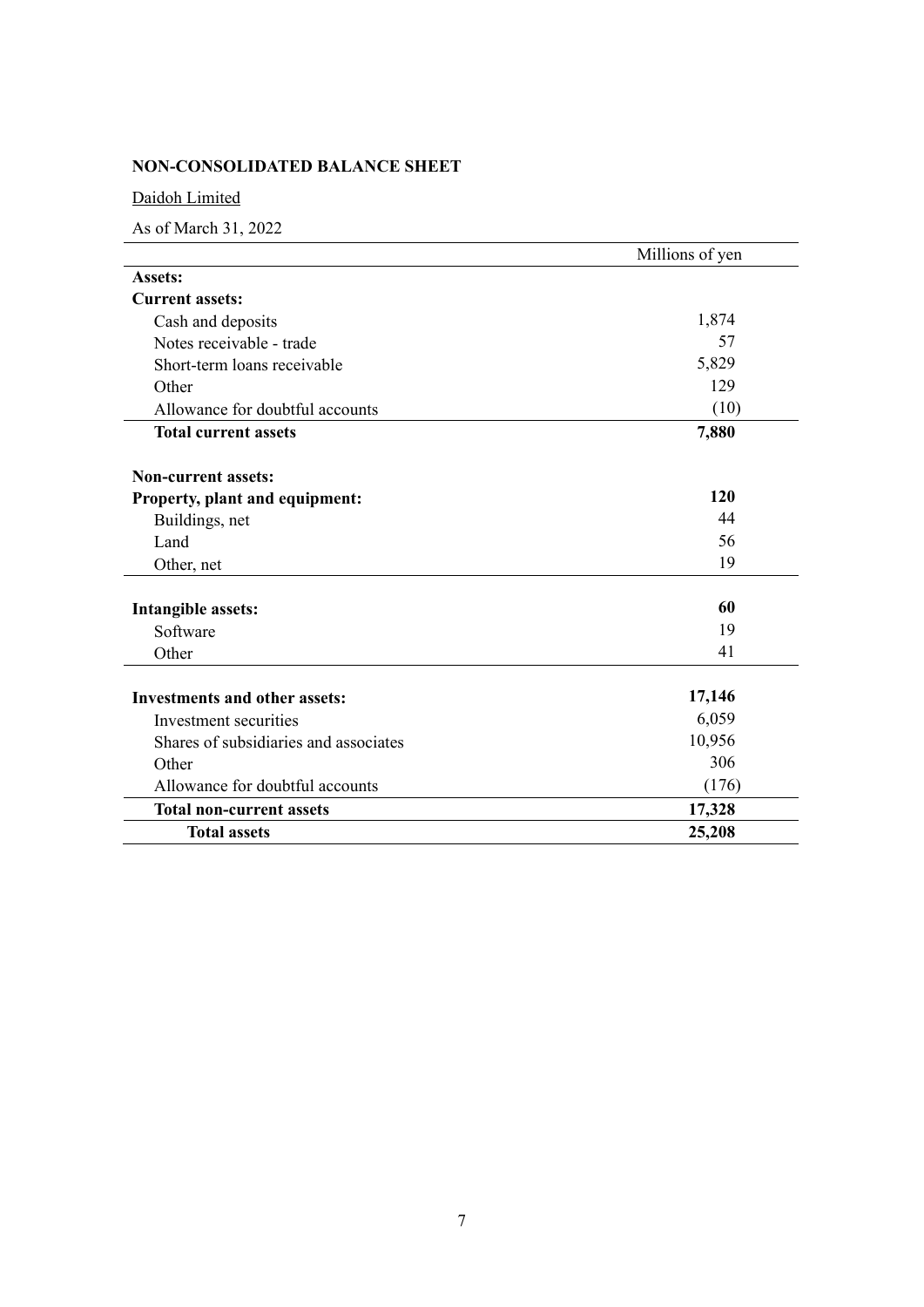**NON-CONSOLIDATED BALANCE SHEET**

Daidoh Limited

As of March 31, 2022

| | Millions of yen |
|---|---|
| **Assets:** | |
| **Current assets:** | |
| Cash and deposits | 1,874 |
| Notes receivable - trade | 57 |
| Short-term loans receivable | 5,829 |
| Other | 129 |
| Allowance for doubtful accounts | (10) |
| **Total current assets** | **7,880** |
| | |
| **Non-current assets:** | |
| **Property, plant and equipment:** | **120** |
| Buildings, net | 44 |
| Land | 56 |
| Other, net | 19 |
| | |
| **Intangible assets:** | **60** |
| Software | 19 |
| Other | 41 |
| | |
| **Investments and other assets:** | **17,146** |
| Investment securities | 6,059 |
| Shares of subsidiaries and associates | 10,956 |
| Other | 306 |
| Allowance for doubtful accounts | (176) |
| **Total non-current assets** | **17,328** |
| **Total assets** | **25,208** |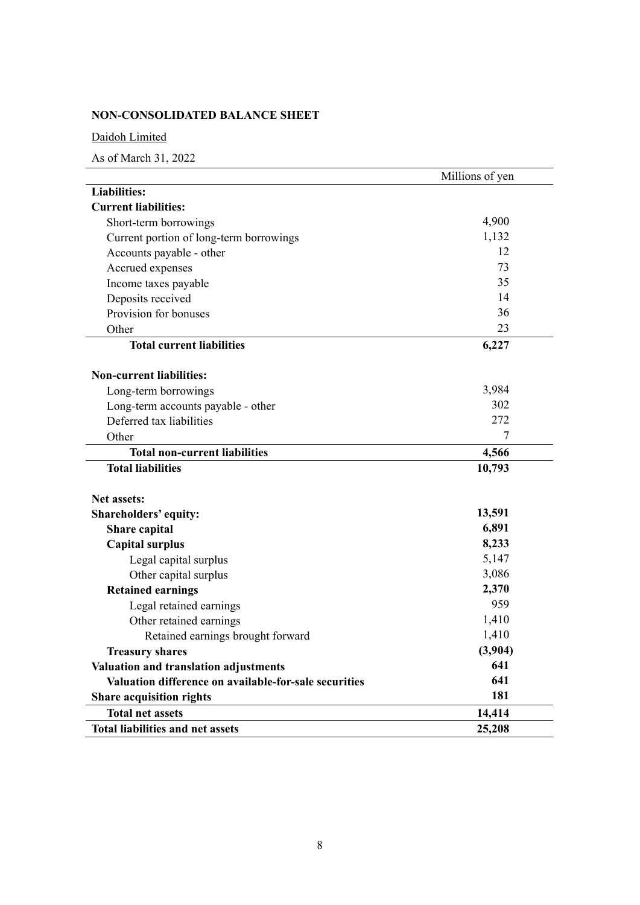**NON-CONSOLIDATED BALANCE SHEET**

Daidoh Limited

As of March 31, 2022

| | Millions of yen |
|---|---|
| **Liabilities:** | |
| **Current liabilities:** | |
| Short-term borrowings | 4,900 |
| Current portion of long-term borrowings | 1,132 |
| Accounts payable - other | 12 |
| Accrued expenses | 73 |
| Income taxes payable | 35 |
| Deposits received | 14 |
| Provision for bonuses | 36 |
| Other | 23 |
| **Total current liabilities** | **6,227** |
| | |
| **Non-current liabilities:** | |
| Long-term borrowings | 3,984 |
| Long-term accounts payable - other | 302 |
| Deferred tax liabilities | 272 |
| Other | 7 |
| **Total non-current liabilities** | **4,566** |
| **Total liabilities** | **10,793** |
| | |
| **Net assets:** | |
| **Shareholders' equity:** | **13,591** |
| **Share capital** | **6,891** |
| **Capital surplus** | **8,233** |
| Legal capital surplus | 5,147 |
| Other capital surplus | 3,086 |
| **Retained earnings** | **2,370** |
| Legal retained earnings | 959 |
| Other retained earnings | 1,410 |
| Retained earnings brought forward | 1,410 |
| **Treasury shares** | **(3,904)** |
| **Valuation and translation adjustments** | **641** |
| **Valuation difference on available-for-sale securities** | **641** |
| **Share acquisition rights** | **181** |
| **Total net assets** | **14,414** |
| **Total liabilities and net assets** | **25,208** |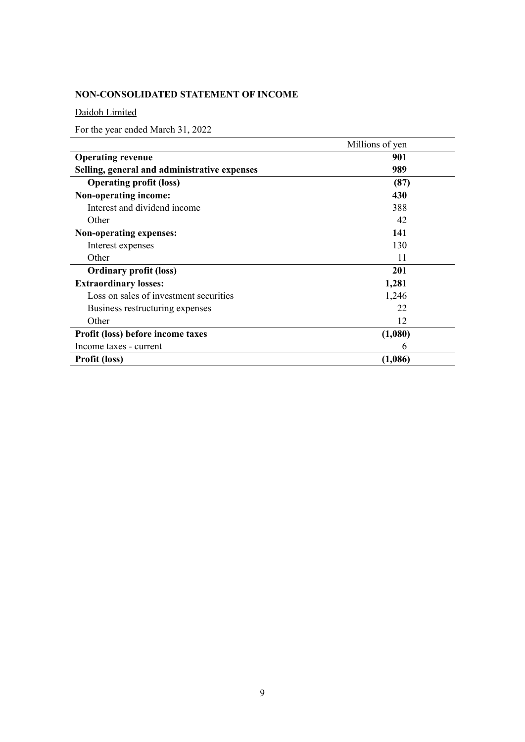**NON-CONSOLIDATED STATEMENT OF INCOME**

Daidoh Limited

For the year ended March 31, 2022

| | Millions of yen |
|---|---|
| **Operating revenue** | **901** |
| **Selling, general and administrative expenses** | **989** |
| **Operating profit (loss)** | **(87)** |
| **Non-operating income:** | **430** |
| Interest and dividend income | 388 |
| Other | 42 |
| **Non-operating expenses:** | **141** |
| Interest expenses | 130 |
| Other | 11 |
| **Ordinary profit (loss)** | **201** |
| **Extraordinary losses:** | **1,281** |
| Loss on sales of investment securities | 1,246 |
| Business restructuring expenses | 22 |
| Other | 12 |
| **Profit (loss) before income taxes** | **(1,080)** |
| Income taxes - current | 6 |
| **Profit (loss)** | **(1,086)** |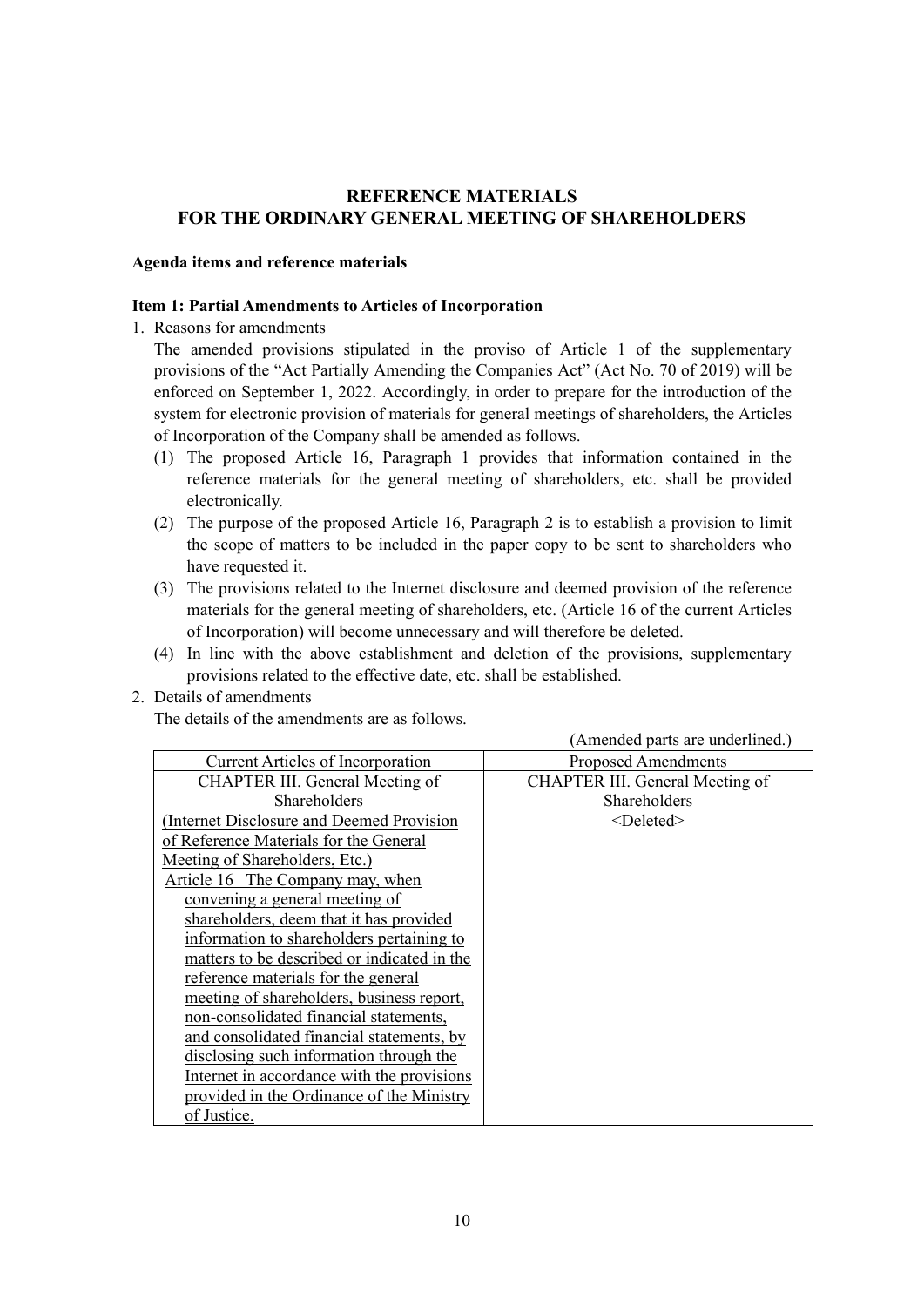# REFERENCE MATERIALS FOR THE ORDINARY GENERAL MEETING OF SHAREHOLDERS

**Agenda items and reference materials**

**Item 1: Partial Amendments to Articles of Incorporation**

1. Reasons for amendments

   The amended provisions stipulated in the proviso of Article 1 of the supplementary provisions of the "Act Partially Amending the Companies Act" (Act No. 70 of 2019) will be enforced on September 1, 2022. Accordingly, in order to prepare for the introduction of the system for electronic provision of materials for general meetings of shareholders, the Articles of Incorporation of the Company shall be amended as follows.

   (1) The proposed Article 16, Paragraph 1 provides that information contained in the reference materials for the general meeting of shareholders, etc. shall be provided electronically.

   (2) The purpose of the proposed Article 16, Paragraph 2 is to establish a provision to limit the scope of matters to be included in the paper copy to be sent to shareholders who have requested it.

   (3) The provisions related to the Internet disclosure and deemed provision of the reference materials for the general meeting of shareholders, etc. (Article 16 of the current Articles of Incorporation) will become unnecessary and will therefore be deleted.

   (4) In line with the above establishment and deletion of the provisions, supplementary provisions related to the effective date, etc. shall be established.

2. Details of amendments

   The details of the amendments are as follows.

(Amended parts are underlined.)

| Current Articles of Incorporation | Proposed Amendments |
|---|---|
| CHAPTER III. General Meeting of Shareholders | CHAPTER III. General Meeting of Shareholders |
| <u>(Internet Disclosure and Deemed Provision of Reference Materials for the General Meeting of Shareholders, Etc.)</u><br><u>Article 16 The Company may, when convening a general meeting of shareholders, deem that it has provided information to shareholders pertaining to matters to be described or indicated in the reference materials for the general meeting of shareholders, business report, non-consolidated financial statements, and consolidated financial statements, by disclosing such information through the Internet in accordance with the provisions provided in the Ordinance of the Ministry of Justice.</u> | <Deleted> |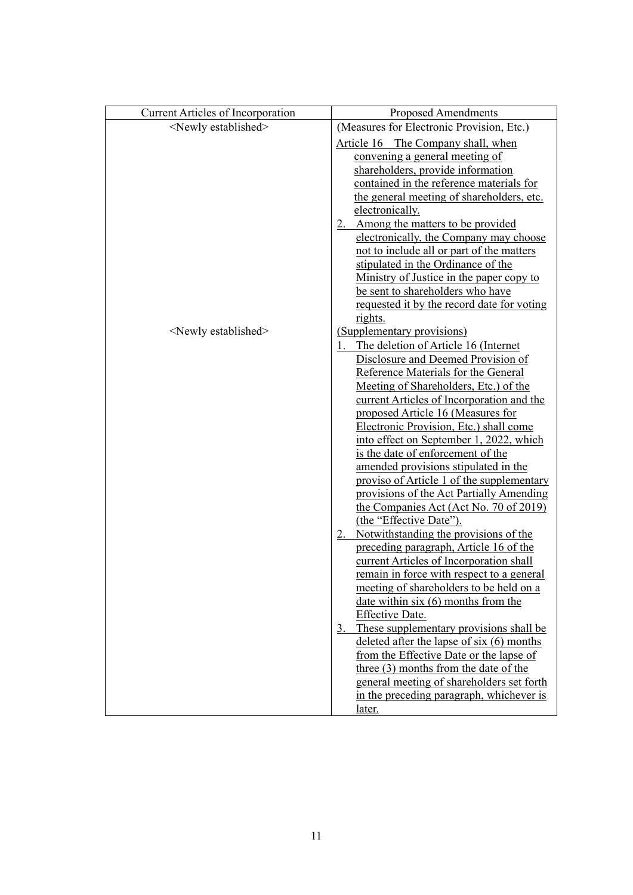| Current Articles of Incorporation | Proposed Amendments |
| --- | --- |
| <Newly established> | (Measures for Electronic Provision, Etc.)<br>Article 16　The Company shall, when convening a general meeting of shareholders, provide information contained in the reference materials for the general meeting of shareholders, etc. electronically.<br>2.　Among the matters to be provided electronically, the Company may choose not to include all or part of the matters stipulated in the Ordinance of the Ministry of Justice in the paper copy to be sent to shareholders who have requested it by the record date for voting rights. |
| <Newly established> | (Supplementary provisions)<br>1.　The deletion of Article 16 (Internet Disclosure and Deemed Provision of Reference Materials for the General Meeting of Shareholders, Etc.) of the current Articles of Incorporation and the proposed Article 16 (Measures for Electronic Provision, Etc.) shall come into effect on September 1, 2022, which is the date of enforcement of the amended provisions stipulated in the proviso of Article 1 of the supplementary provisions of the Act Partially Amending the Companies Act (Act No. 70 of 2019) (the "Effective Date").<br>2.　Notwithstanding the provisions of the preceding paragraph, Article 16 of the current Articles of Incorporation shall remain in force with respect to a general meeting of shareholders to be held on a date within six (6) months from the Effective Date.<br>3.　These supplementary provisions shall be deleted after the lapse of six (6) months from the Effective Date or the lapse of three (3) months from the date of the general meeting of shareholders set forth in the preceding paragraph, whichever is later. |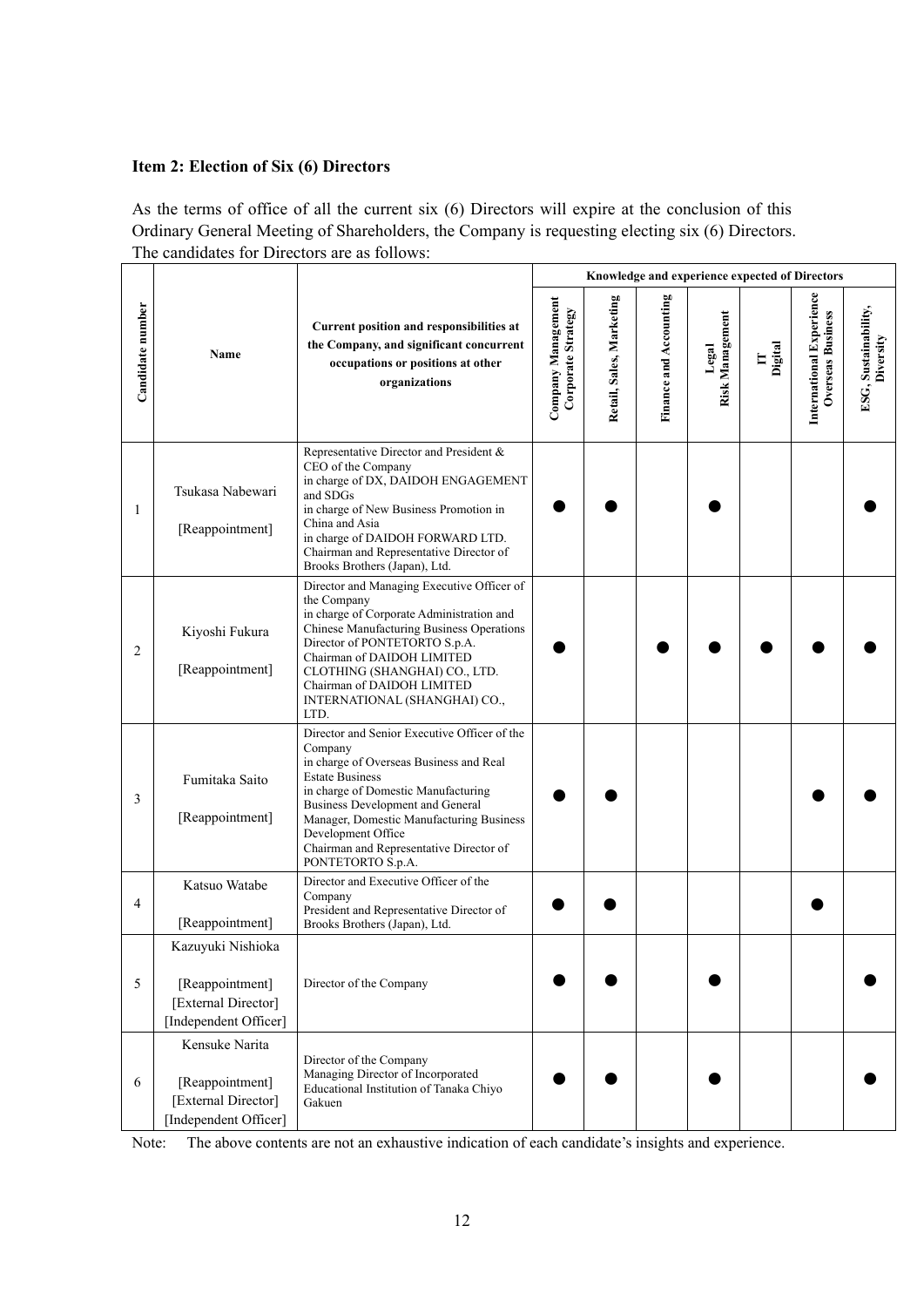### Item 2: Election of Six (6) Directors

As the terms of office of all the current six (6) Directors will expire at the conclusion of this Ordinary General Meeting of Shareholders, the Company is requesting electing six (6) Directors. The candidates for Directors are as follows:

| Candidate number | Name | Current position and responsibilities at the Company, and significant concurrent occupations or positions at other organizations | Knowledge and experience expected of Directors | | | | | | |
|---|---|---|---|---|---|---|---|---|---|
| | | | Company Management Corporate Strategy | Retail, Sales, Marketing | Finance and Accounting | Legal Risk Management | IT Digital | International Experience Overseas Business | ESG, Sustainability, Diversity |
| 1 | Tsukasa Nabewari<br>[Reappointment] | Representative Director and President & CEO of the Company<br>in charge of DX, DAIDOH ENGAGEMENT and SDGs<br>in charge of New Business Promotion in China and Asia<br>in charge of DAIDOH FORWARD LTD.<br>Chairman and Representative Director of Brooks Brothers (Japan), Ltd. | ● | ● | | ● | | | ● |
| 2 | Kiyoshi Fukura<br>[Reappointment] | Director and Managing Executive Officer of the Company<br>in charge of Corporate Administration and Chinese Manufacturing Business Operations<br>Director of PONTETORTO S.p.A.<br>Chairman of DAIDOH LIMITED CLOTHING (SHANGHAI) CO., LTD.<br>Chairman of DAIDOH LIMITED INTERNATIONAL (SHANGHAI) CO., LTD. | ● | | ● | ● | ● | ● | ● |
| 3 | Fumitaka Saito<br>[Reappointment] | Director and Senior Executive Officer of the Company<br>in charge of Overseas Business and Real Estate Business<br>in charge of Domestic Manufacturing Business Development and General Manager, Domestic Manufacturing Business Development Office<br>Chairman and Representative Director of PONTETORTO S.p.A. | ● | ● | | | | ● | ● |
| 4 | Katsuo Watabe<br>[Reappointment] | Director and Executive Officer of the Company<br>President and Representative Director of Brooks Brothers (Japan), Ltd. | ● | ● | | | | ● | |
| 5 | Kazuyuki Nishioka<br>[Reappointment]<br>[External Director]<br>[Independent Officer] | Director of the Company | ● | ● | | ● | | | ● |
| 6 | Kensuke Narita<br>[Reappointment]<br>[External Director]<br>[Independent Officer] | Director of the Company<br>Managing Director of Incorporated Educational Institution of Tanaka Chiyo Gakuen | ● | ● | | ● | | | ● |

Note: The above contents are not an exhaustive indication of each candidate's insights and experience.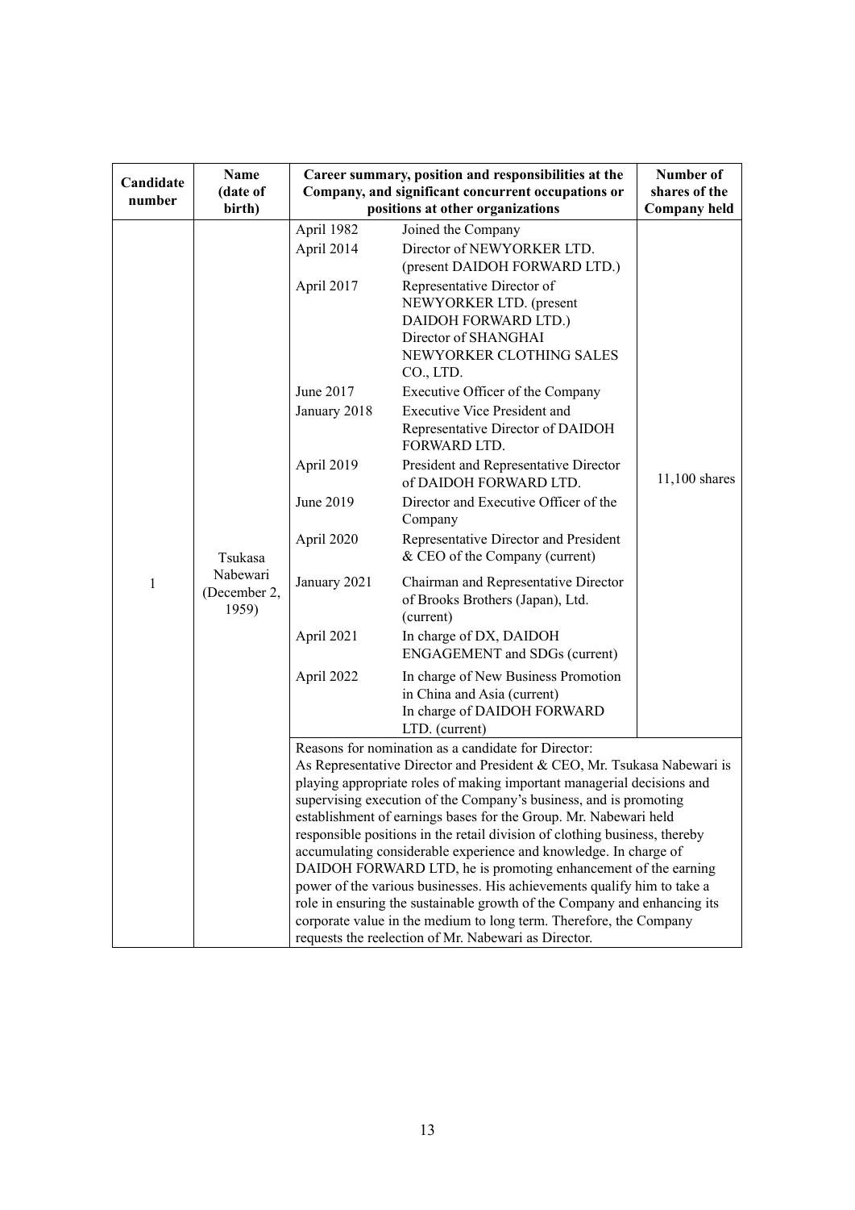| Candidate number | Name (date of birth) | Career summary, position and responsibilities at the Company, and significant concurrent occupations or positions at other organizations | | Number of shares of the Company held |
|---|---|---|---|---|
| 1 | Tsukasa Nabewari (December 2, 1959) | April 1982 | Joined the Company | 11,100 shares |
| | | April 2014 | Director of NEWYORKER LTD. (present DAIDOH FORWARD LTD.) | |
| | | April 2017 | Representative Director of NEWYORKER LTD. (present DAIDOH FORWARD LTD.)<br>Director of SHANGHAI NEWYORKER CLOTHING SALES CO., LTD. | |
| | | June 2017 | Executive Officer of the Company | |
| | | January 2018 | Executive Vice President and Representative Director of DAIDOH FORWARD LTD. | |
| | | April 2019 | President and Representative Director of DAIDOH FORWARD LTD. | |
| | | June 2019 | Director and Executive Officer of the Company | |
| | | April 2020 | Representative Director and President & CEO of the Company (current) | |
| | | January 2021 | Chairman and Representative Director of Brooks Brothers (Japan), Ltd. (current) | |
| | | April 2021 | In charge of DX, DAIDOH ENGAGEMENT and SDGs (current) | |
| | | April 2022 | In charge of New Business Promotion in China and Asia (current)<br>In charge of DAIDOH FORWARD LTD. (current) | |
| | | Reasons for nomination as a candidate for Director:<br>As Representative Director and President & CEO, Mr. Tsukasa Nabewari is playing appropriate roles of making important managerial decisions and supervising execution of the Company's business, and is promoting establishment of earnings bases for the Group. Mr. Nabewari held responsible positions in the retail division of clothing business, thereby accumulating considerable experience and knowledge. In charge of DAIDOH FORWARD LTD, he is promoting enhancement of the earning power of the various businesses. His achievements qualify him to take a role in ensuring the sustainable growth of the Company and enhancing its corporate value in the medium to long term. Therefore, the Company requests the reelection of Mr. Nabewari as Director. | | |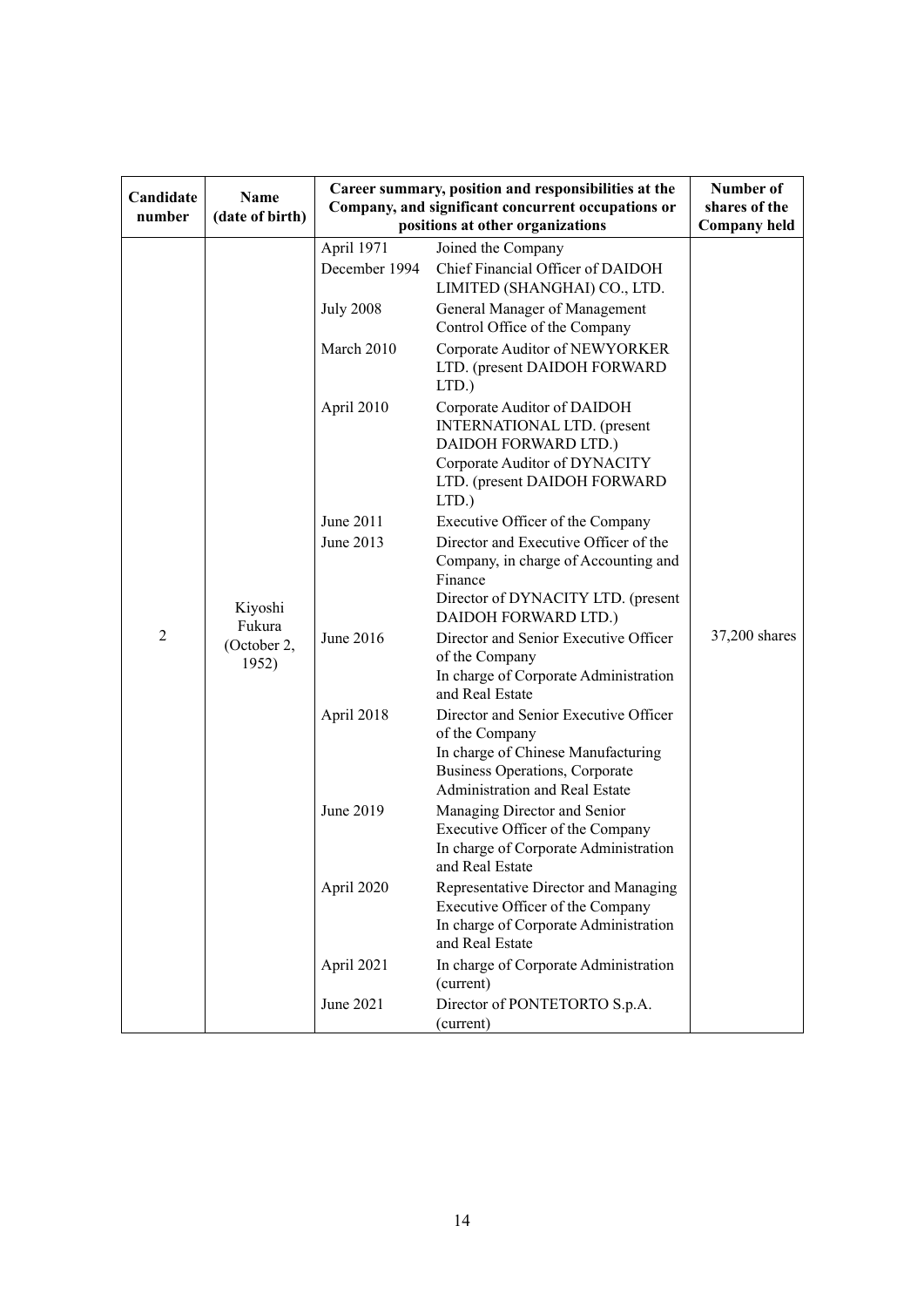| Candidate number | Name (date of birth) | Career summary, position and responsibilities at the Company, and significant concurrent occupations or positions at other organizations | | Number of shares of the Company held |
|---|---|---|---|---|
| 2 | Kiyoshi Fukura (October 2, 1952) | April 1971 | Joined the Company | 37,200 shares |
| | | December 1994 | Chief Financial Officer of DAIDOH LIMITED (SHANGHAI) CO., LTD. | |
| | | July 2008 | General Manager of Management Control Office of the Company | |
| | | March 2010 | Corporate Auditor of NEWYORKER LTD. (present DAIDOH FORWARD LTD.) | |
| | | April 2010 | Corporate Auditor of DAIDOH INTERNATIONAL LTD. (present DAIDOH FORWARD LTD.)<br>Corporate Auditor of DYNACITY LTD. (present DAIDOH FORWARD LTD.) | |
| | | June 2011 | Executive Officer of the Company | |
| | | June 2013 | Director and Executive Officer of the Company, in charge of Accounting and Finance<br>Director of DYNACITY LTD. (present DAIDOH FORWARD LTD.) | |
| | | June 2016 | Director and Senior Executive Officer of the Company<br>In charge of Corporate Administration and Real Estate | |
| | | April 2018 | Director and Senior Executive Officer of the Company<br>In charge of Chinese Manufacturing Business Operations, Corporate Administration and Real Estate | |
| | | June 2019 | Managing Director and Senior Executive Officer of the Company<br>In charge of Corporate Administration and Real Estate | |
| | | April 2020 | Representative Director and Managing Executive Officer of the Company<br>In charge of Corporate Administration and Real Estate | |
| | | April 2021 | In charge of Corporate Administration (current) | |
| | | June 2021 | Director of PONTETORTO S.p.A. (current) | |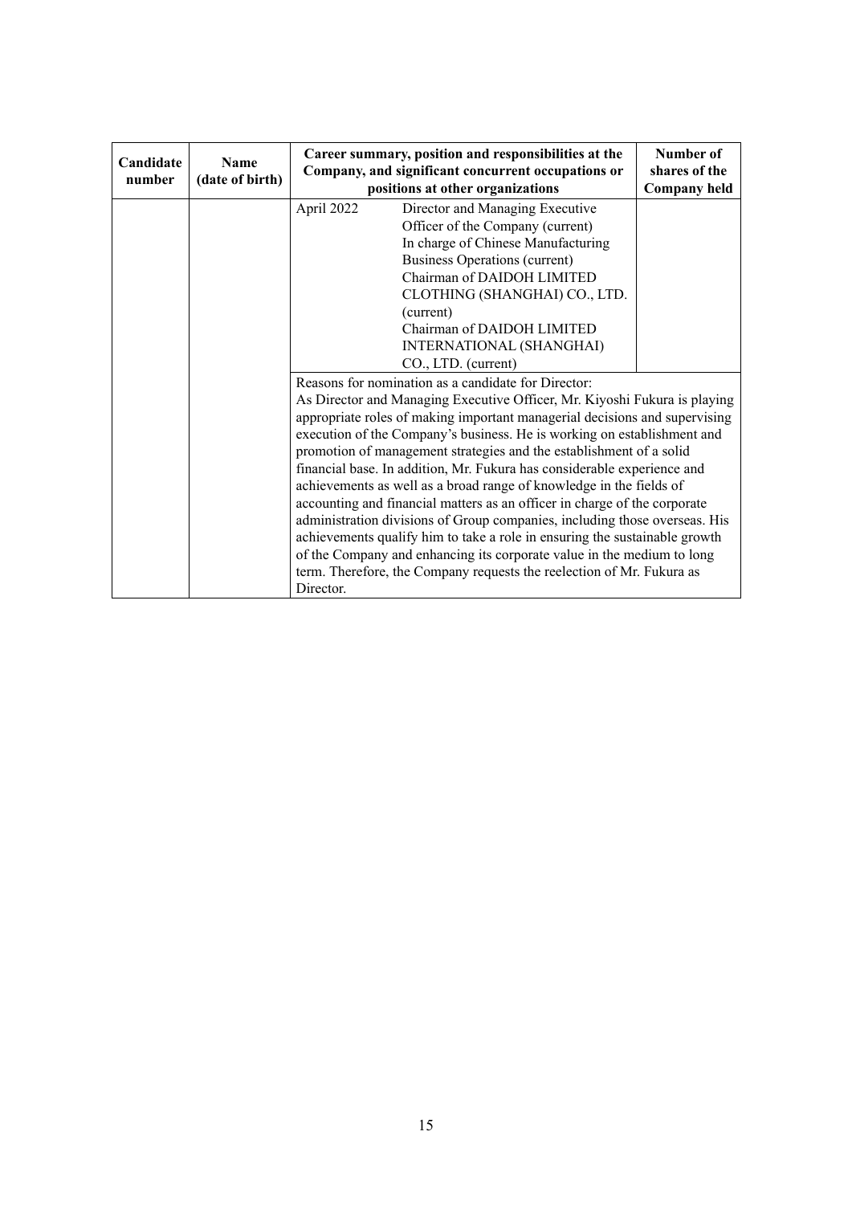| Candidate number | Name (date of birth) | Career summary, position and responsibilities at the Company, and significant concurrent occupations or positions at other organizations | | Number of shares of the Company held |
|---|---|---|---|---|
| | | April 2022 | Director and Managing Executive Officer of the Company (current)<br>In charge of Chinese Manufacturing Business Operations (current)<br>Chairman of DAIDOH LIMITED CLOTHING (SHANGHAI) CO., LTD. (current)<br>Chairman of DAIDOH LIMITED INTERNATIONAL (SHANGHAI) CO., LTD. (current) | |
| | | Reasons for nomination as a candidate for Director:<br>As Director and Managing Executive Officer, Mr. Kiyoshi Fukura is playing appropriate roles of making important managerial decisions and supervising execution of the Company's business. He is working on establishment and promotion of management strategies and the establishment of a solid financial base. In addition, Mr. Fukura has considerable experience and achievements as well as a broad range of knowledge in the fields of accounting and financial matters as an officer in charge of the corporate administration divisions of Group companies, including those overseas. His achievements qualify him to take a role in ensuring the sustainable growth of the Company and enhancing its corporate value in the medium to long term. Therefore, the Company requests the reelection of Mr. Fukura as Director. | | |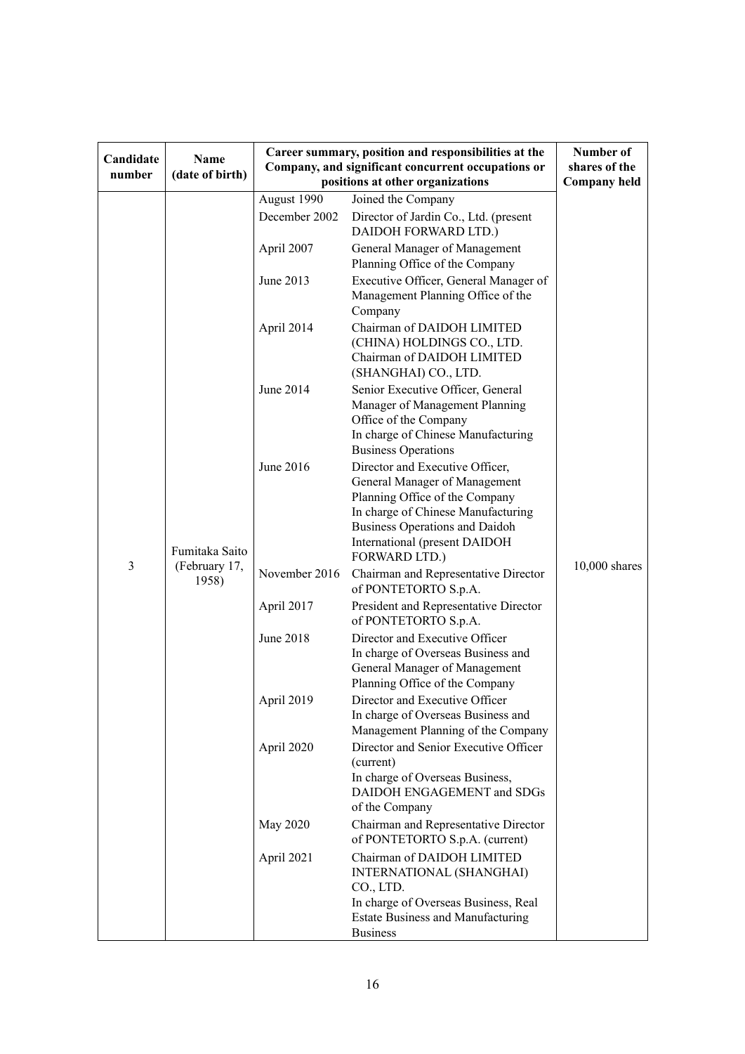| Candidate number | Name (date of birth) | Career summary, position and responsibilities at the Company, and significant concurrent occupations or positions at other organizations | | Number of shares of the Company held |
|---|---|---|---|---|
| 3 | Fumitaka Saito (February 17, 1958) | August 1990 | Joined the Company | 10,000 shares |
| | | December 2002 | Director of Jardin Co., Ltd. (present DAIDOH FORWARD LTD.) | |
| | | April 2007 | General Manager of Management Planning Office of the Company | |
| | | June 2013 | Executive Officer, General Manager of Management Planning Office of the Company | |
| | | April 2014 | Chairman of DAIDOH LIMITED (CHINA) HOLDINGS CO., LTD.<br>Chairman of DAIDOH LIMITED (SHANGHAI) CO., LTD. | |
| | | June 2014 | Senior Executive Officer, General Manager of Management Planning Office of the Company<br>In charge of Chinese Manufacturing Business Operations | |
| | | June 2016 | Director and Executive Officer, General Manager of Management Planning Office of the Company<br>In charge of Chinese Manufacturing Business Operations and Daidoh International (present DAIDOH FORWARD LTD.) | |
| | | November 2016 | Chairman and Representative Director of PONTETORTO S.p.A. | |
| | | April 2017 | President and Representative Director of PONTETORTO S.p.A. | |
| | | June 2018 | Director and Executive Officer<br>In charge of Overseas Business and General Manager of Management Planning Office of the Company | |
| | | April 2019 | Director and Executive Officer<br>In charge of Overseas Business and Management Planning of the Company | |
| | | April 2020 | Director and Senior Executive Officer (current)<br>In charge of Overseas Business, DAIDOH ENGAGEMENT and SDGs of the Company | |
| | | May 2020 | Chairman and Representative Director of PONTETORTO S.p.A. (current) | |
| | | April 2021 | Chairman of DAIDOH LIMITED INTERNATIONAL (SHANGHAI) CO., LTD.<br>In charge of Overseas Business, Real Estate Business and Manufacturing Business | |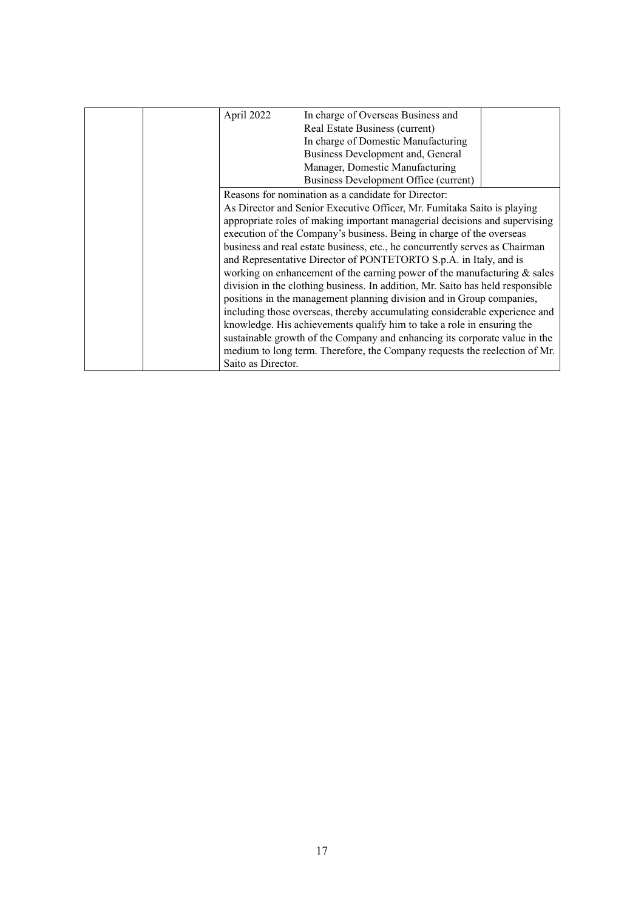| | | | | |
|---|---|---|---|---|
| | | April 2022 | In charge of Overseas Business and Real Estate Business (current)<br>In charge of Domestic Manufacturing Business Development and, General Manager, Domestic Manufacturing Business Development Office (current) | |
| | | Reasons for nomination as a candidate for Director:<br>As Director and Senior Executive Officer, Mr. Fumitaka Saito is playing appropriate roles of making important managerial decisions and supervising execution of the Company's business. Being in charge of the overseas business and real estate business, etc., he concurrently serves as Chairman and Representative Director of PONTETORTO S.p.A. in Italy, and is working on enhancement of the earning power of the manufacturing & sales division in the clothing business. In addition, Mr. Saito has held responsible positions in the management planning division and in Group companies, including those overseas, thereby accumulating considerable experience and knowledge. His achievements qualify him to take a role in ensuring the sustainable growth of the Company and enhancing its corporate value in the medium to long term. Therefore, the Company requests the reelection of Mr. Saito as Director. | | |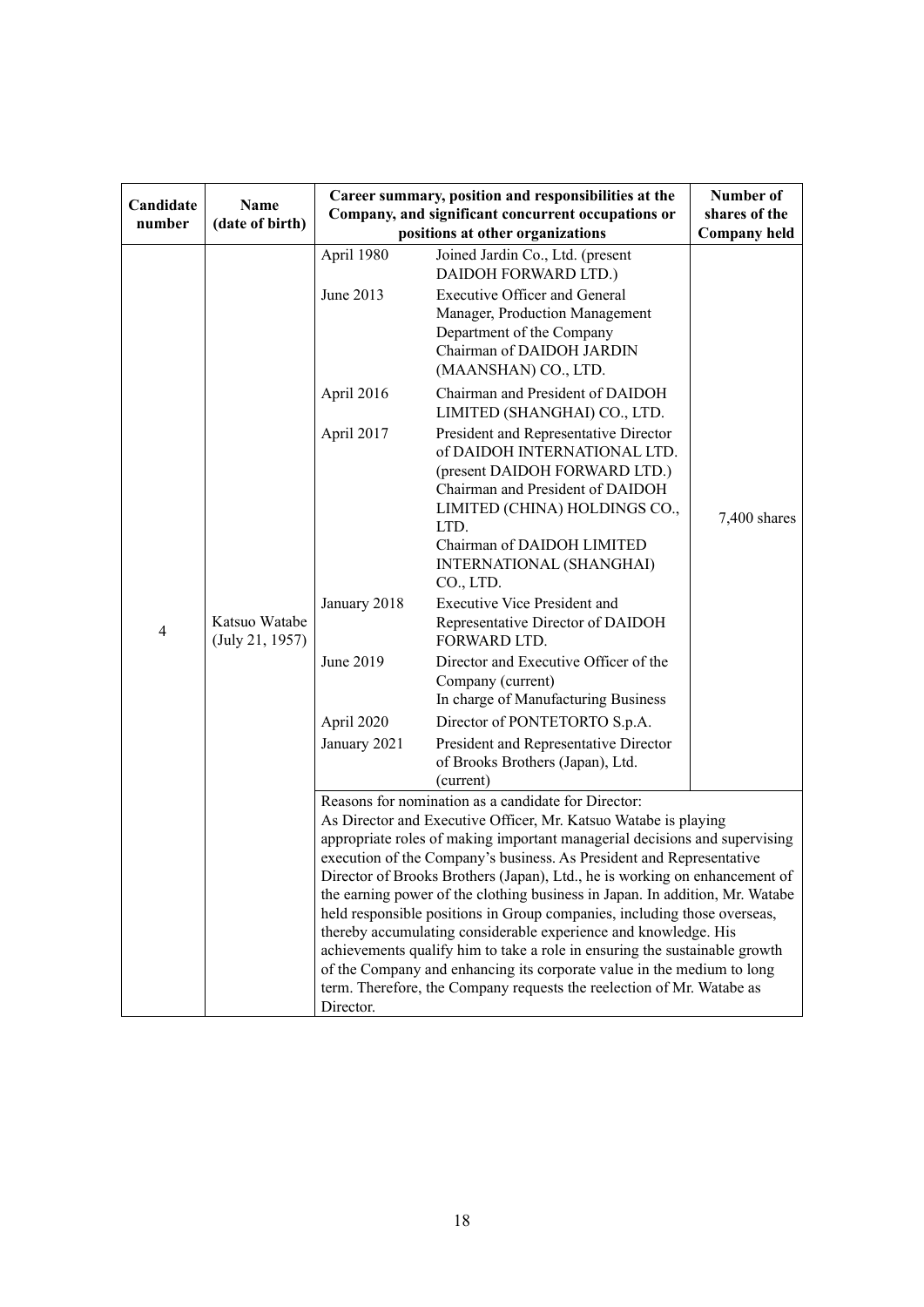| Candidate number | Name (date of birth) | Career summary, position and responsibilities at the Company, and significant concurrent occupations or positions at other organizations | | Number of shares of the Company held |
|---|---|---|---|---|
| 4 | Katsuo Watabe (July 21, 1957) | April 1980 | Joined Jardin Co., Ltd. (present DAIDOH FORWARD LTD.) | 7,400 shares |
| | | June 2013 | Executive Officer and General Manager, Production Management Department of the Company<br>Chairman of DAIDOH JARDIN (MAANSHAN) CO., LTD. | |
| | | April 2016 | Chairman and President of DAIDOH LIMITED (SHANGHAI) CO., LTD. | |
| | | April 2017 | President and Representative Director of DAIDOH INTERNATIONAL LTD. (present DAIDOH FORWARD LTD.)<br>Chairman and President of DAIDOH LIMITED (CHINA) HOLDINGS CO., LTD.<br>Chairman of DAIDOH LIMITED INTERNATIONAL (SHANGHAI) CO., LTD. | |
| | | January 2018 | Executive Vice President and Representative Director of DAIDOH FORWARD LTD. | |
| | | June 2019 | Director and Executive Officer of the Company (current)<br>In charge of Manufacturing Business | |
| | | April 2020 | Director of PONTETORTO S.p.A. | |
| | | January 2021 | President and Representative Director of Brooks Brothers (Japan), Ltd. (current) | |
| | | Reasons for nomination as a candidate for Director:<br>As Director and Executive Officer, Mr. Katsuo Watabe is playing appropriate roles of making important managerial decisions and supervising execution of the Company's business. As President and Representative Director of Brooks Brothers (Japan), Ltd., he is working on enhancement of the earning power of the clothing business in Japan. In addition, Mr. Watabe held responsible positions in Group companies, including those overseas, thereby accumulating considerable experience and knowledge. His achievements qualify him to take a role in ensuring the sustainable growth of the Company and enhancing its corporate value in the medium to long term. Therefore, the Company requests the reelection of Mr. Watabe as Director. | | |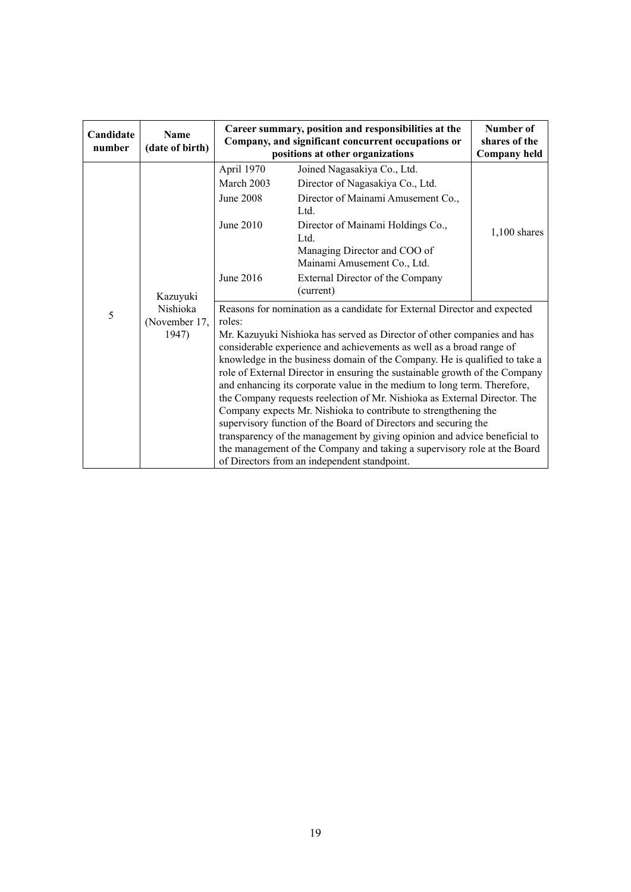| Candidate number | Name (date of birth) | Career summary, position and responsibilities at the Company, and significant concurrent occupations or positions at other organizations | | Number of shares of the Company held |
|---|---|---|---|---|
| 5 | Kazuyuki Nishioka (November 17, 1947) | April 1970 | Joined Nagasakiya Co., Ltd. | 1,100 shares |
| | | March 2003 | Director of Nagasakiya Co., Ltd. | |
| | | June 2008 | Director of Mainami Amusement Co., Ltd. | |
| | | June 2010 | Director of Mainami Holdings Co., Ltd.<br>Managing Director and COO of Mainami Amusement Co., Ltd. | |
| | | June 2016 | External Director of the Company (current) | |
| | | Reasons for nomination as a candidate for External Director and expected roles:<br>Mr. Kazuyuki Nishioka has served as Director of other companies and has considerable experience and achievements as well as a broad range of knowledge in the business domain of the Company. He is qualified to take a role of External Director in ensuring the sustainable growth of the Company and enhancing its corporate value in the medium to long term. Therefore, the Company requests reelection of Mr. Nishioka as External Director. The Company expects Mr. Nishioka to contribute to strengthening the supervisory function of the Board of Directors and securing the transparency of the management by giving opinion and advice beneficial to the management of the Company and taking a supervisory role at the Board of Directors from an independent standpoint. | | |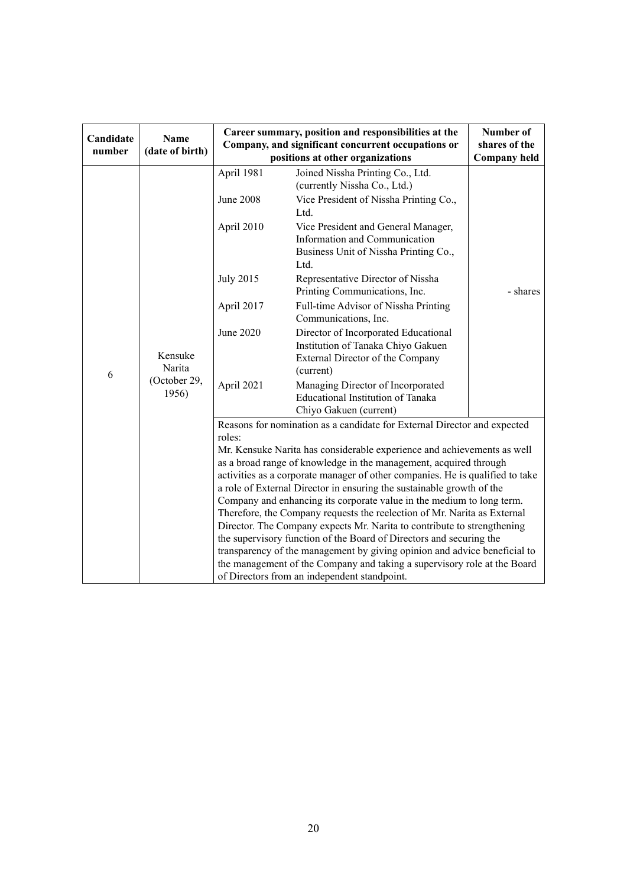| Candidate number | Name (date of birth) | Career summary, position and responsibilities at the Company, and significant concurrent occupations or positions at other organizations | | Number of shares of the Company held |
|---|---|---|---|---|
| 6 | Kensuke Narita (October 29, 1956) | April 1981 | Joined Nissha Printing Co., Ltd. (currently Nissha Co., Ltd.) | - shares |
| | | June 2008 | Vice President of Nissha Printing Co., Ltd. | |
| | | April 2010 | Vice President and General Manager, Information and Communication Business Unit of Nissha Printing Co., Ltd. | |
| | | July 2015 | Representative Director of Nissha Printing Communications, Inc. | |
| | | April 2017 | Full-time Advisor of Nissha Printing Communications, Inc. | |
| | | June 2020 | Director of Incorporated Educational Institution of Tanaka Chiyo Gakuen<br>External Director of the Company (current) | |
| | | April 2021 | Managing Director of Incorporated Educational Institution of Tanaka Chiyo Gakuen (current) | |
| | | Reasons for nomination as a candidate for External Director and expected roles:<br>Mr. Kensuke Narita has considerable experience and achievements as well as a broad range of knowledge in the management, acquired through activities as a corporate manager of other companies. He is qualified to take a role of External Director in ensuring the sustainable growth of the Company and enhancing its corporate value in the medium to long term. Therefore, the Company requests the reelection of Mr. Narita as External Director. The Company expects Mr. Narita to contribute to strengthening the supervisory function of the Board of Directors and securing the transparency of the management by giving opinion and advice beneficial to the management of the Company and taking a supervisory role at the Board of Directors from an independent standpoint. | | |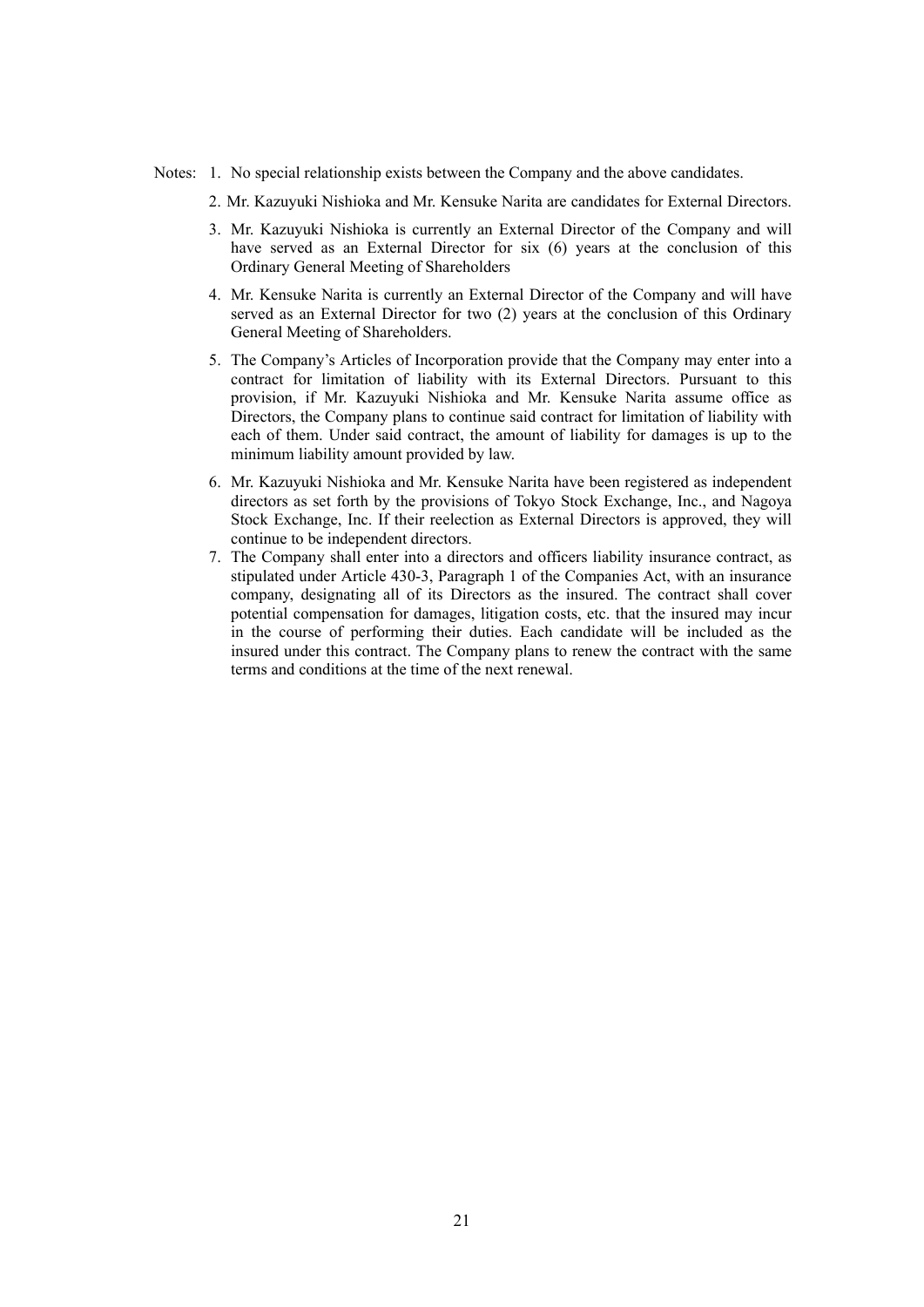Notes: 1. No special relationship exists between the Company and the above candidates.

2. Mr. Kazuyuki Nishioka and Mr. Kensuke Narita are candidates for External Directors.

3. Mr. Kazuyuki Nishioka is currently an External Director of the Company and will have served as an External Director for six (6) years at the conclusion of this Ordinary General Meeting of Shareholders

4. Mr. Kensuke Narita is currently an External Director of the Company and will have served as an External Director for two (2) years at the conclusion of this Ordinary General Meeting of Shareholders.

5. The Company's Articles of Incorporation provide that the Company may enter into a contract for limitation of liability with its External Directors. Pursuant to this provision, if Mr. Kazuyuki Nishioka and Mr. Kensuke Narita assume office as Directors, the Company plans to continue said contract for limitation of liability with each of them. Under said contract, the amount of liability for damages is up to the minimum liability amount provided by law.

6. Mr. Kazuyuki Nishioka and Mr. Kensuke Narita have been registered as independent directors as set forth by the provisions of Tokyo Stock Exchange, Inc., and Nagoya Stock Exchange, Inc. If their reelection as External Directors is approved, they will continue to be independent directors.

7. The Company shall enter into a directors and officers liability insurance contract, as stipulated under Article 430-3, Paragraph 1 of the Companies Act, with an insurance company, designating all of its Directors as the insured. The contract shall cover potential compensation for damages, litigation costs, etc. that the insured may incur in the course of performing their duties. Each candidate will be included as the insured under this contract. The Company plans to renew the contract with the same terms and conditions at the time of the next renewal.